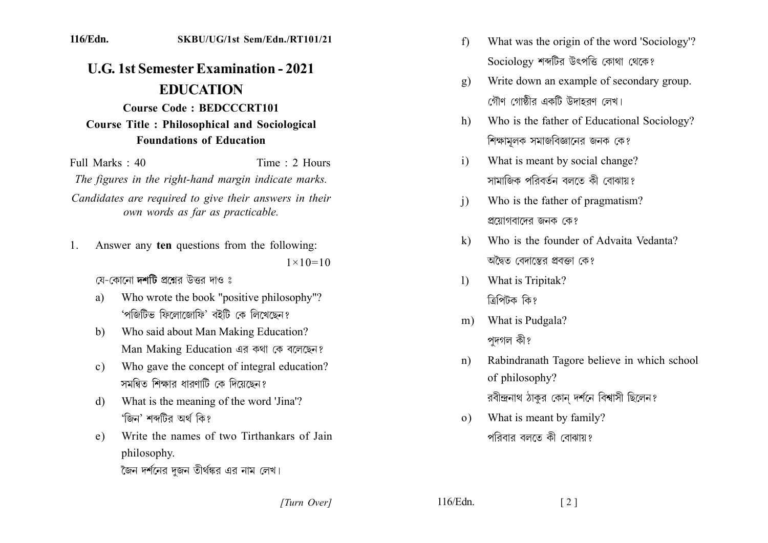**116/Edn.** **SKBU/UG/1st Sem/Edn./RT101/21**

# U.G. 1st Semester Examination - 2021

## EDUCATION

**Course Code : BEDCCCRT101**

**Course Title : Philosophical and Sociological Foundations of Education**

Full Marks : 40 Time : 2 Hours

*The figures in the right-hand margin indicate marks.*

*Candidates are required to give their answers in their own words as far as practicable.*

1. Answer any **ten** questions from the following: $1 \times 10 = 10$

   যে-কোনো **দশটি** প্রশ্নের উত্তর দাও ঃ

   a) Who wrote the book "positive philosophy"?
   'পজিটিভ ফিলোজোফি' বইটি কে লিখেছেন?

   b) Who said about Man Making Education?
   Man Making Education এর কথা কে বলেছেন?

   c) Who gave the concept of integral education?
   সমন্বিত শিক্ষার ধারণাটি কে দিয়েছেন?

   d) What is the meaning of the word 'Jina'?
   'জিন' শব্দটির অর্থ কি?

   e) Write the names of two Tirthankars of Jain philosophy.
   জৈন দর্শনের দুজন তীর্থঙ্কর এর নাম লেখ।

   f) What was the origin of the word 'Sociology'?
   Sociology শব্দটির উৎপত্তি কোথা থেকে?

   g) Write down an example of secondary group.
   গৌণ গোষ্ঠীর একটি উদাহরণ লেখ।

   h) Who is the father of Educational Sociology?
   শিক্ষামূলক সমাজবিজ্ঞানের জনক কে?

   i) What is meant by social change?
   সামাজিক পরিবর্তন বলতে কী বোঝায়?

   j) Who is the father of pragmatism?
   প্রয়োগবাদের জনক কে?

   k) Who is the founder of Advaita Vedanta?
   অদ্বৈত বেদান্তের প্রবক্তা কে?

   l) What is Tripitak?
   ত্রিপিটক কি?

   m) What is Pudgala?
   পুদগল কী?

   n) Rabindranath Tagore believe in which school of philosophy?
   রবীন্দ্রনাথ ঠাকুর কোন্ দর্শনে বিশ্বাসী ছিলেন?

   o) What is meant by family?
   পরিবার বলতে কী বোঝায়?

*[Turn Over]*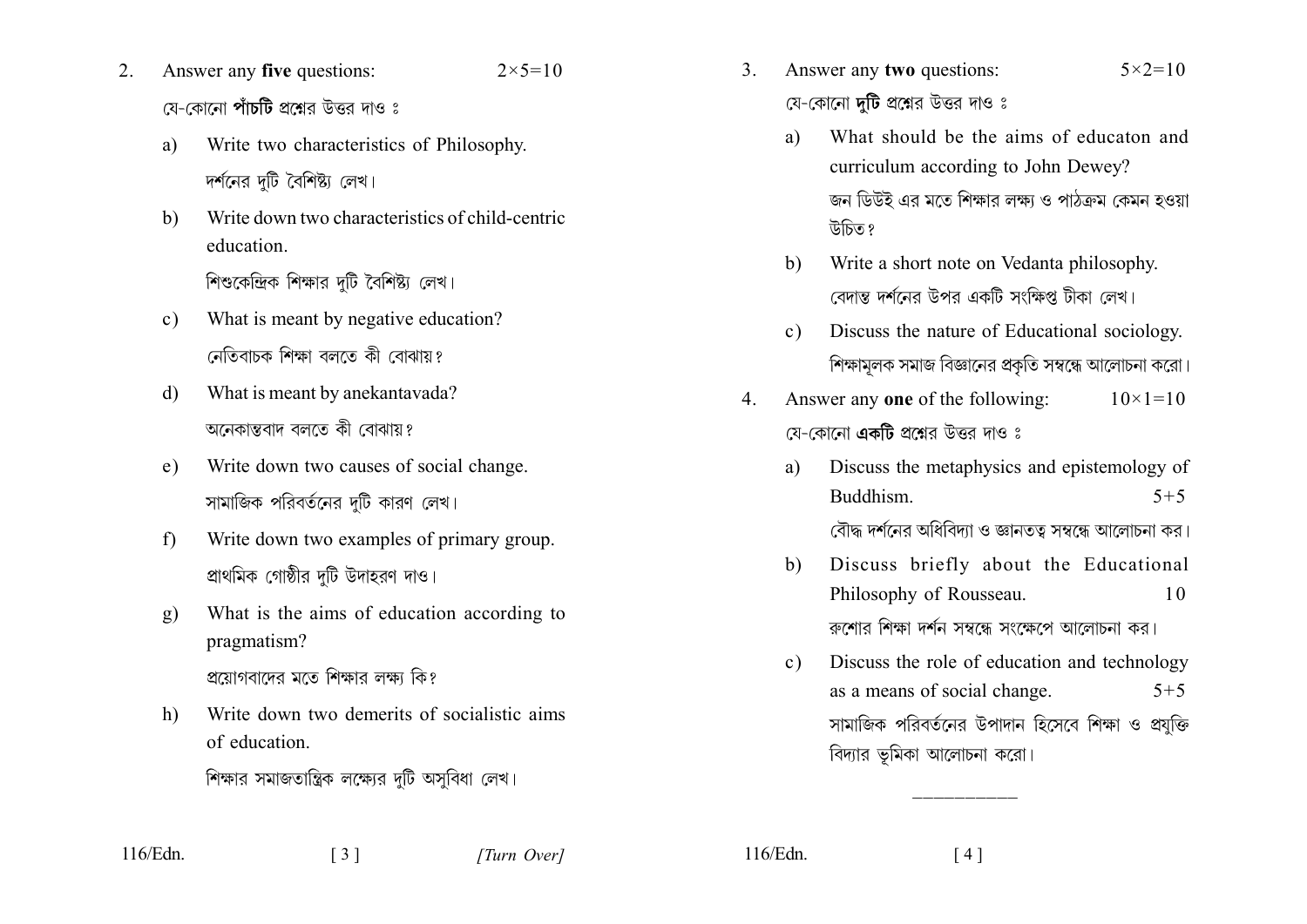2. Answer any **five** questions: $2\times5=10$

যে-কোনো **পাঁচটি** প্রশ্নের উত্তর দাও ঃ

a) Write two characteristics of Philosophy.

দর্শনের দুটি বৈশিষ্ট্য লেখ।

b) Write down two characteristics of child-centric education.

শিশুকেন্দ্রিক শিক্ষার দুটি বৈশিষ্ট্য লেখ।

c) What is meant by negative education?

নেতিবাচক শিক্ষা বলতে কী বোঝায়?

d) What is meant by anekantavada?

অনেকান্তবাদ বলতে কী বোঝায়?

e) Write down two causes of social change.

সামাজিক পরিবর্তনের দুটি কারণ লেখ।

f) Write down two examples of primary group.

প্রাথমিক গোষ্ঠীর দুটি উদাহরণ দাও।

g) What is the aims of education according to pragmatism?

প্রয়োগবাদের মতে শিক্ষার লক্ষ্য কি?

h) Write down two demerits of socialistic aims of education.

শিক্ষার সমাজতান্ত্রিক লক্ষ্যের দুটি অসুবিধা লেখ।

3. Answer any **two** questions: $5\times2=10$

যে-কোনো **দুটি** প্রশ্নের উত্তর দাও ঃ

a) What should be the aims of educaton and curriculum according to John Dewey?

জন ডিউই এর মতে শিক্ষার লক্ষ্য ও পাঠক্রম কেমন হওয়া উচিত?

b) Write a short note on Vedanta philosophy.

বেদান্ত দর্শনের উপর একটি সংক্ষিপ্ত টীকা লেখ।

c) Discuss the nature of Educational sociology.

শিক্ষামূলক সমাজ বিজ্ঞানের প্রকৃতি সম্বন্ধে আলোচনা করো।

4. Answer any **one** of the following: $10\times1=10$

যে-কোনো **একটি** প্রশ্নের উত্তর দাও ঃ

a) Discuss the metaphysics and epistemology of Buddhism. $5+5$

বৌদ্ধ দর্শনের অধিবিদ্যা ও জ্ঞানতত্ব সম্বন্ধে আলোচনা কর।

b) Discuss briefly about the Educational Philosophy of Rousseau. $10$

রুশোর শিক্ষা দর্শন সম্বন্ধে সংক্ষেপে আলোচনা কর।

c) Discuss the role of education and technology as a means of social change. $5+5$

সামাজিক পরিবর্তনের উপাদান হিসেবে শিক্ষা ও প্রযুক্তি বিদ্যার ভূমিকা আলোচনা করো।

———————